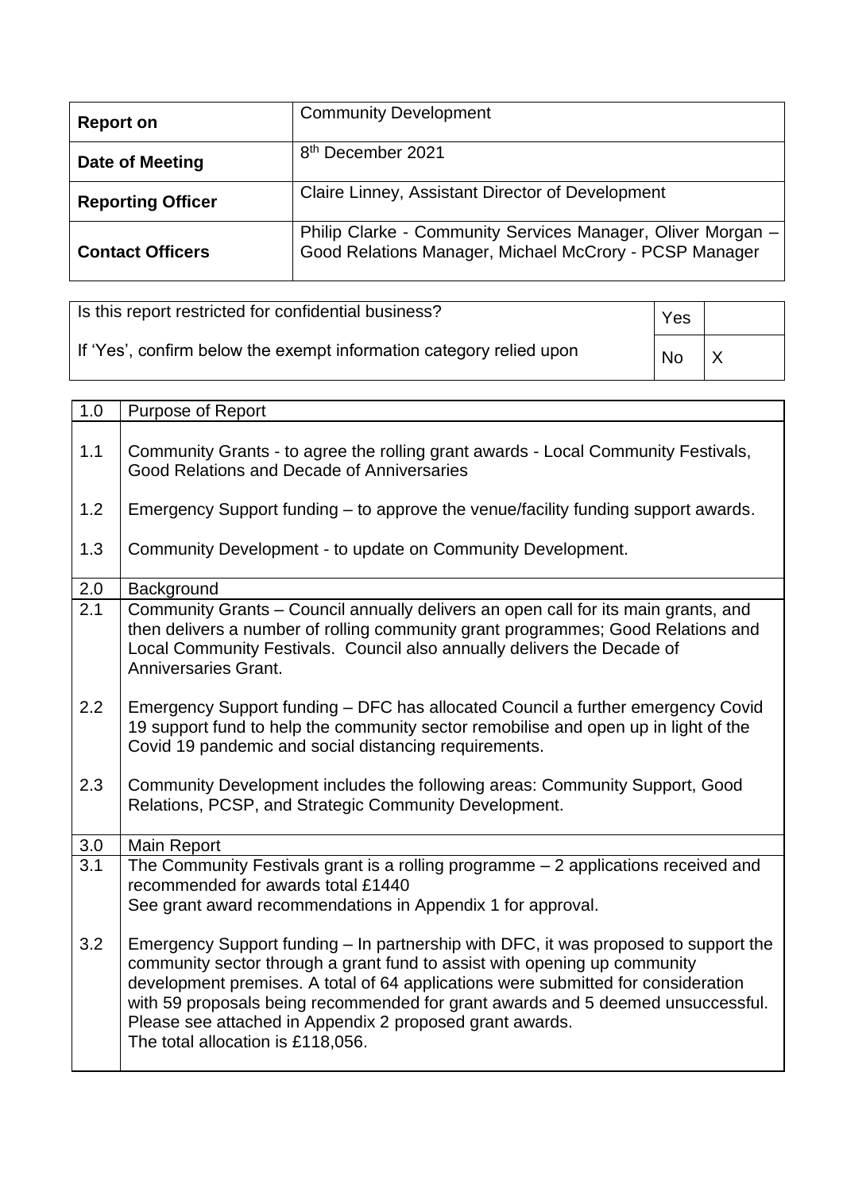| **Report on** | Community Development |
|---|---|
| **Date of Meeting** | 8th December 2021 |
| **Reporting Officer** | Claire Linney, Assistant Director of Development |
| **Contact Officers** | Philip Clarke - Community Services Manager, Oliver Morgan – Good Relations Manager, Michael McCrory - PCSP Manager |

| Is this report restricted for confidential business? | Yes | |
|---|---|---|
| If 'Yes', confirm below the exempt information category relied upon | No | X |

| 1.0 | Purpose of Report |
|---|---|
| 1.1 | Community Grants - to agree the rolling grant awards - Local Community Festivals, Good Relations and Decade of Anniversaries |
| 1.2 | Emergency Support funding – to approve the venue/facility funding support awards. |
| 1.3 | Community Development - to update on Community Development. |
| 2.0 | Background |
| 2.1 | Community Grants – Council annually delivers an open call for its main grants, and then delivers a number of rolling community grant programmes; Good Relations and Local Community Festivals. Council also annually delivers the Decade of Anniversaries Grant. |
| 2.2 | Emergency Support funding – DFC has allocated Council a further emergency Covid 19 support fund to help the community sector remobilise and open up in light of the Covid 19 pandemic and social distancing requirements. |
| 2.3 | Community Development includes the following areas: Community Support, Good Relations, PCSP, and Strategic Community Development. |
| 3.0 | Main Report |
| 3.1 | The Community Festivals grant is a rolling programme – 2 applications received and recommended for awards total £1440<br>See grant award recommendations in Appendix 1 for approval. |
| 3.2 | Emergency Support funding – In partnership with DFC, it was proposed to support the community sector through a grant fund to assist with opening up community development premises. A total of 64 applications were submitted for consideration with 59 proposals being recommended for grant awards and 5 deemed unsuccessful. Please see attached in Appendix 2 proposed grant awards.<br>The total allocation is £118,056. |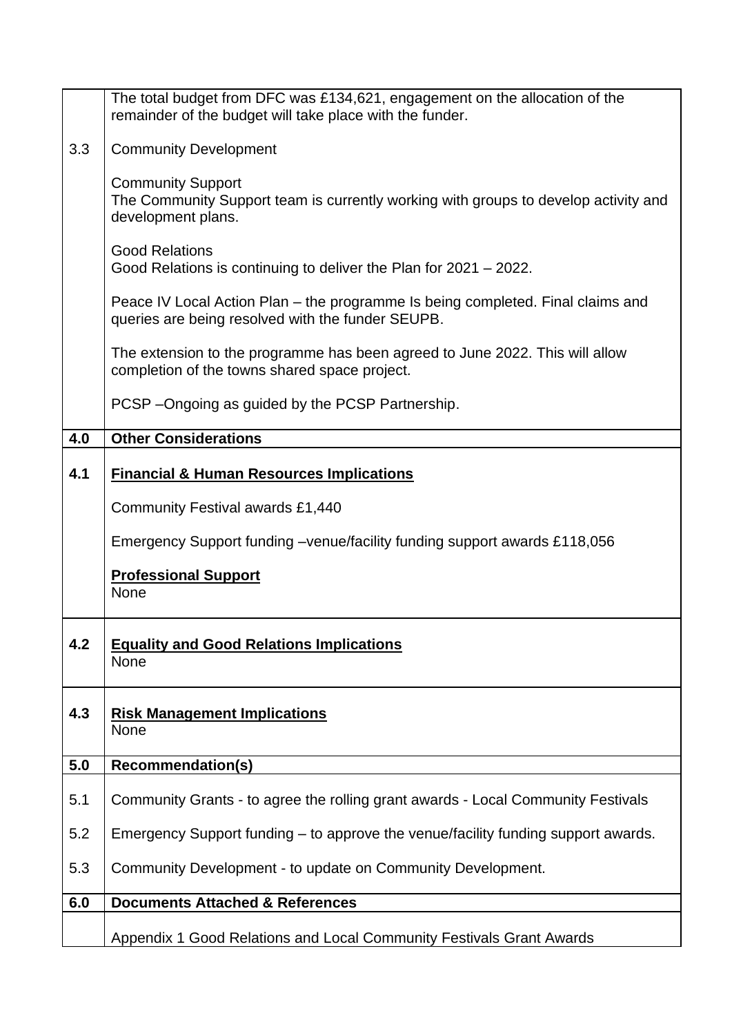|  |  |
|---|---|
|  | The total budget from DFC was £134,621, engagement on the allocation of the remainder of the budget will take place with the funder. |
| 3.3 | Community Development<br><br>Community Support<br>The Community Support team is currently working with groups to develop activity and development plans.<br><br>Good Relations<br>Good Relations is continuing to deliver the Plan for 2021 – 2022.<br><br>Peace IV Local Action Plan – the programme Is being completed. Final claims and queries are being resolved with the funder SEUPB.<br><br>The extension to the programme has been agreed to June 2022. This will allow completion of the towns shared space project.<br><br>PCSP –Ongoing as guided by the PCSP Partnership. |
| **4.0** | **Other Considerations** |
| **4.1** | **<u>Financial & Human Resources Implications</u>**<br><br>Community Festival awards £1,440<br><br>Emergency Support funding –venue/facility funding support awards £118,056<br><br>**<u>Professional Support</u>**<br>None |
| **4.2** | **<u>Equality and Good Relations Implications</u>**<br>None |
| **4.3** | **<u>Risk Management Implications</u>**<br>None |
| **5.0** | **Recommendation(s)** |
| 5.1 | Community Grants - to agree the rolling grant awards - Local Community Festivals |
| 5.2 | Emergency Support funding – to approve the venue/facility funding support awards. |
| 5.3 | Community Development - to update on Community Development. |
| **6.0** | **Documents Attached & References** |
|  | Appendix 1 Good Relations and Local Community Festivals Grant Awards |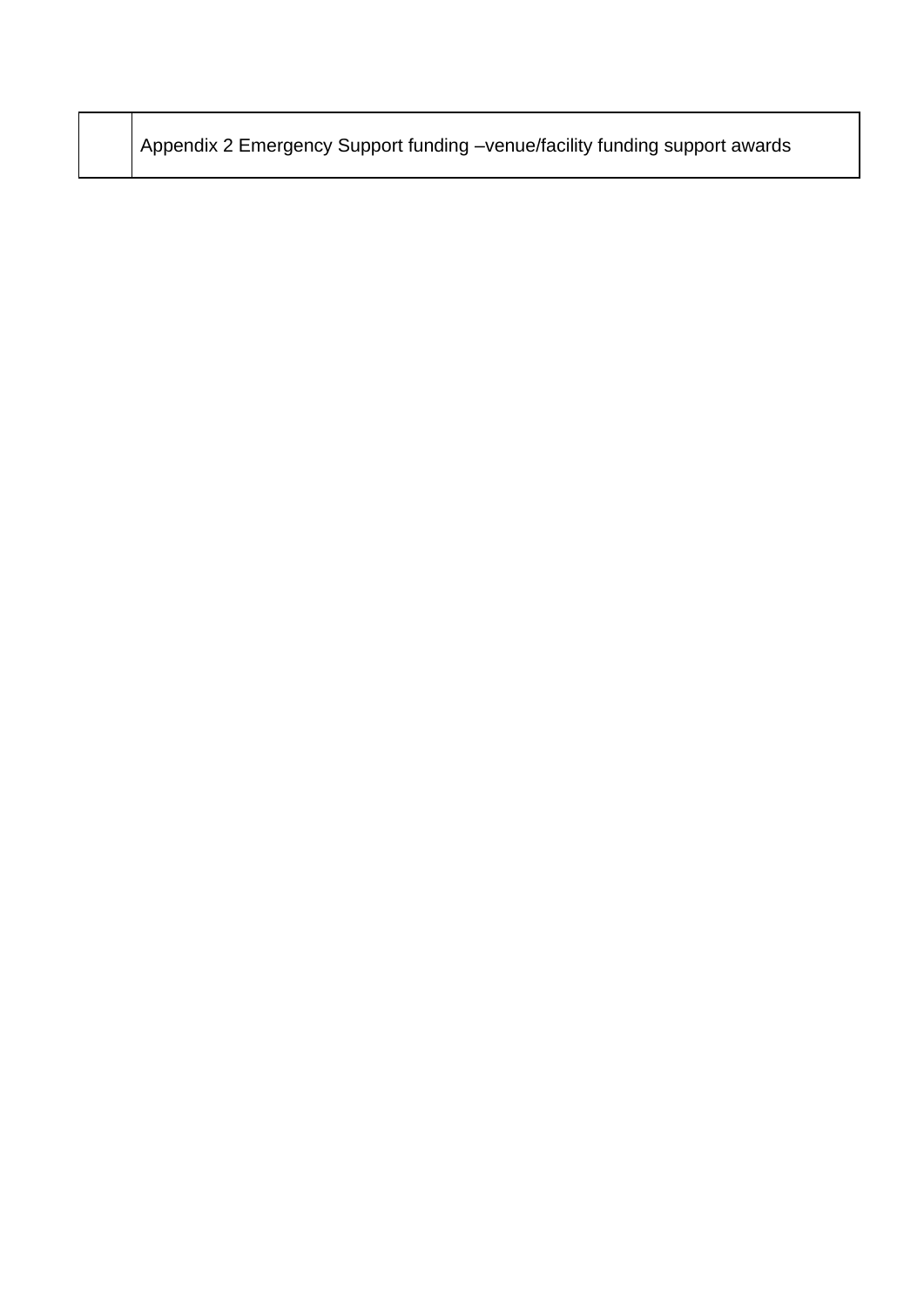| | |
|---|---|
| | Appendix 2 Emergency Support funding –venue/facility funding support awards |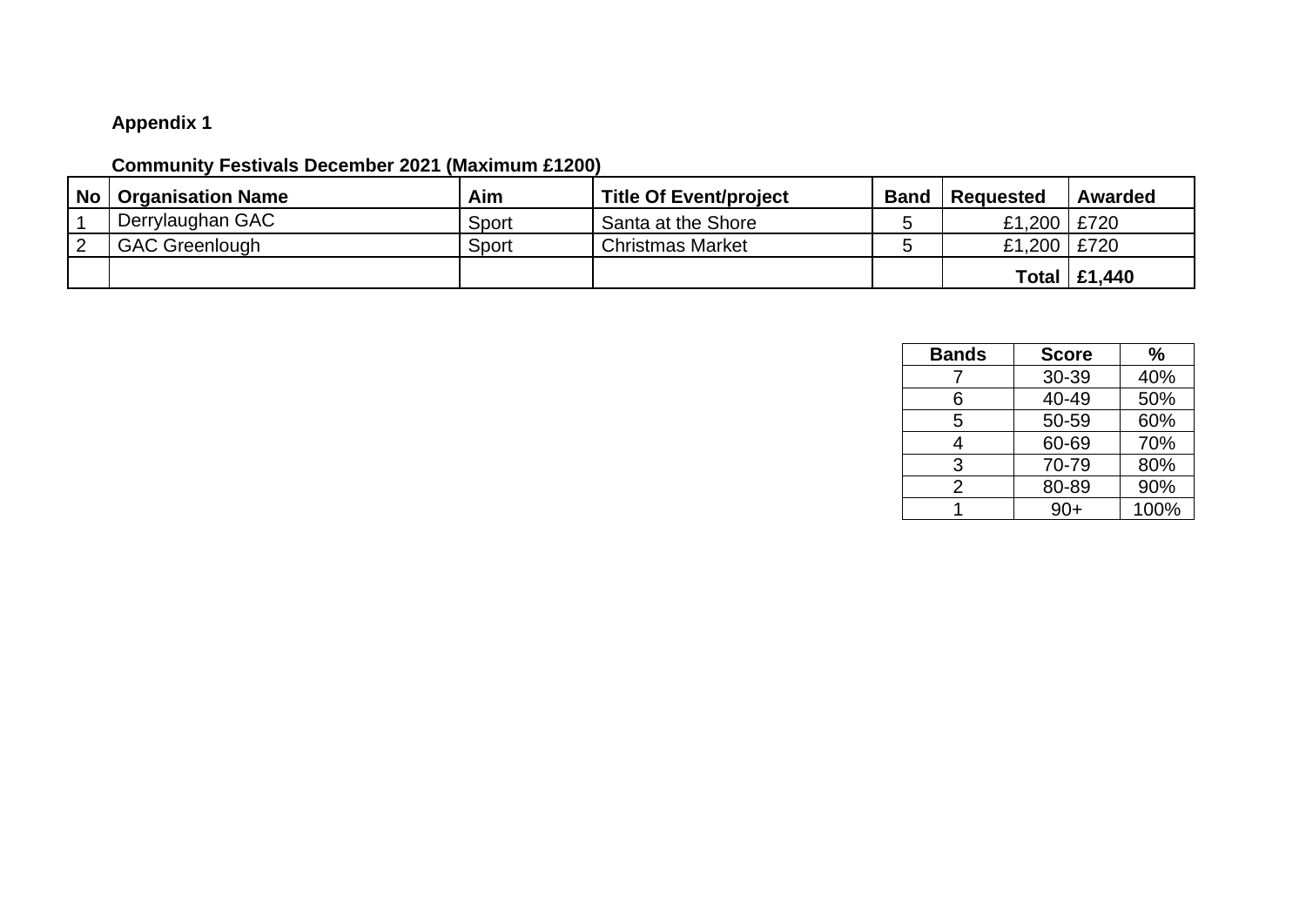**Appendix 1**

**Community Festivals December 2021 (Maximum £1200)**

| No | Organisation Name | Aim | Title Of Event/project | Band | Requested | Awarded |
|---|---|---|---|---|---|---|
| 1 | Derrylaughan GAC | Sport | Santa at the Shore | 5 | £1,200 | £720 |
| 2 | GAC Greenlough | Sport | Christmas Market | 5 | £1,200 | £720 |
| | | | | | **Total** | **£1,440** |

| Bands | Score | % |
|---|---|---|
| 7 | 30-39 | 40% |
| 6 | 40-49 | 50% |
| 5 | 50-59 | 60% |
| 4 | 60-69 | 70% |
| 3 | 70-79 | 80% |
| 2 | 80-89 | 90% |
| 1 | 90+ | 100% |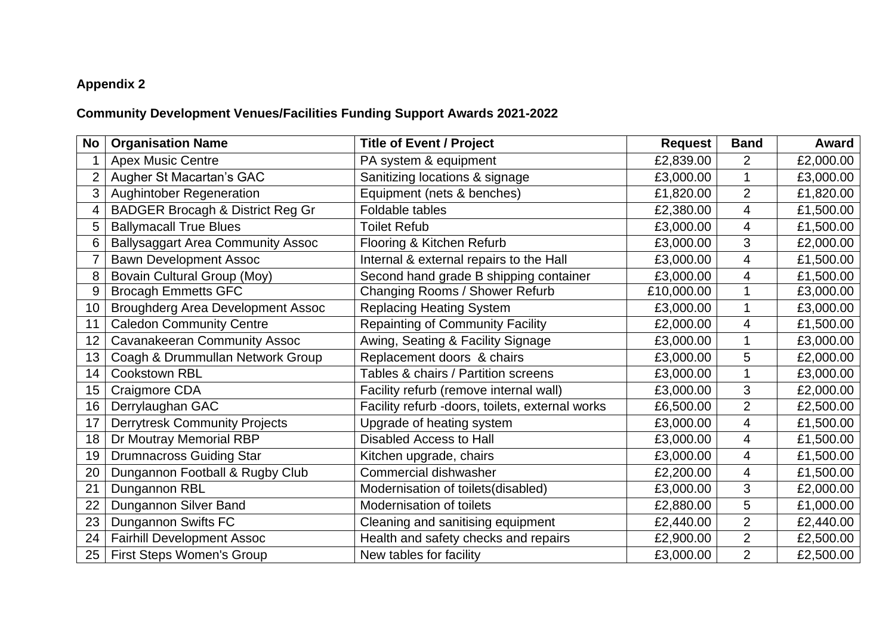**Appendix 2**

**Community Development Venues/Facilities Funding Support Awards 2021-2022**

| No | Organisation Name | Title of Event / Project | Request | Band | Award |
|---|---|---|---|---|---|
| 1 | Apex Music Centre | PA system & equipment | £2,839.00 | 2 | £2,000.00 |
| 2 | Augher St Macartan's GAC | Sanitizing locations & signage | £3,000.00 | 1 | £3,000.00 |
| 3 | Aughintober Regeneration | Equipment (nets & benches) | £1,820.00 | 2 | £1,820.00 |
| 4 | BADGER Brocagh & District Reg Gr | Foldable tables | £2,380.00 | 4 | £1,500.00 |
| 5 | Ballymacall True Blues | Toilet Refub | £3,000.00 | 4 | £1,500.00 |
| 6 | Ballysaggart Area Community Assoc | Flooring & Kitchen Refurb | £3,000.00 | 3 | £2,000.00 |
| 7 | Bawn Development Assoc | Internal & external repairs to the Hall | £3,000.00 | 4 | £1,500.00 |
| 8 | Bovain Cultural Group (Moy) | Second hand grade B shipping container | £3,000.00 | 4 | £1,500.00 |
| 9 | Brocagh Emmetts GFC | Changing Rooms / Shower Refurb | £10,000.00 | 1 | £3,000.00 |
| 10 | Broughderg Area Development Assoc | Replacing Heating System | £3,000.00 | 1 | £3,000.00 |
| 11 | Caledon Community Centre | Repainting of Community Facility | £2,000.00 | 4 | £1,500.00 |
| 12 | Cavanakeeran Community Assoc | Awing, Seating & Facility Signage | £3,000.00 | 1 | £3,000.00 |
| 13 | Coagh & Drummullan Network Group | Replacement doors & chairs | £3,000.00 | 5 | £2,000.00 |
| 14 | Cookstown RBL | Tables & chairs / Partition screens | £3,000.00 | 1 | £3,000.00 |
| 15 | Craigmore CDA | Facility refurb (remove internal wall) | £3,000.00 | 3 | £2,000.00 |
| 16 | Derrylaughan GAC | Facility refurb -doors, toilets, external works | £6,500.00 | 2 | £2,500.00 |
| 17 | Derrytresk Community Projects | Upgrade of heating system | £3,000.00 | 4 | £1,500.00 |
| 18 | Dr Moutray Memorial RBP | Disabled Access to Hall | £3,000.00 | 4 | £1,500.00 |
| 19 | Drumnacross Guiding Star | Kitchen upgrade, chairs | £3,000.00 | 4 | £1,500.00 |
| 20 | Dungannon Football & Rugby Club | Commercial dishwasher | £2,200.00 | 4 | £1,500.00 |
| 21 | Dungannon RBL | Modernisation of toilets(disabled) | £3,000.00 | 3 | £2,000.00 |
| 22 | Dungannon Silver Band | Modernisation of toilets | £2,880.00 | 5 | £1,000.00 |
| 23 | Dungannon Swifts FC | Cleaning and sanitising equipment | £2,440.00 | 2 | £2,440.00 |
| 24 | Fairhill Development Assoc | Health and safety checks and repairs | £2,900.00 | 2 | £2,500.00 |
| 25 | First Steps Women's Group | New tables for facility | £3,000.00 | 2 | £2,500.00 |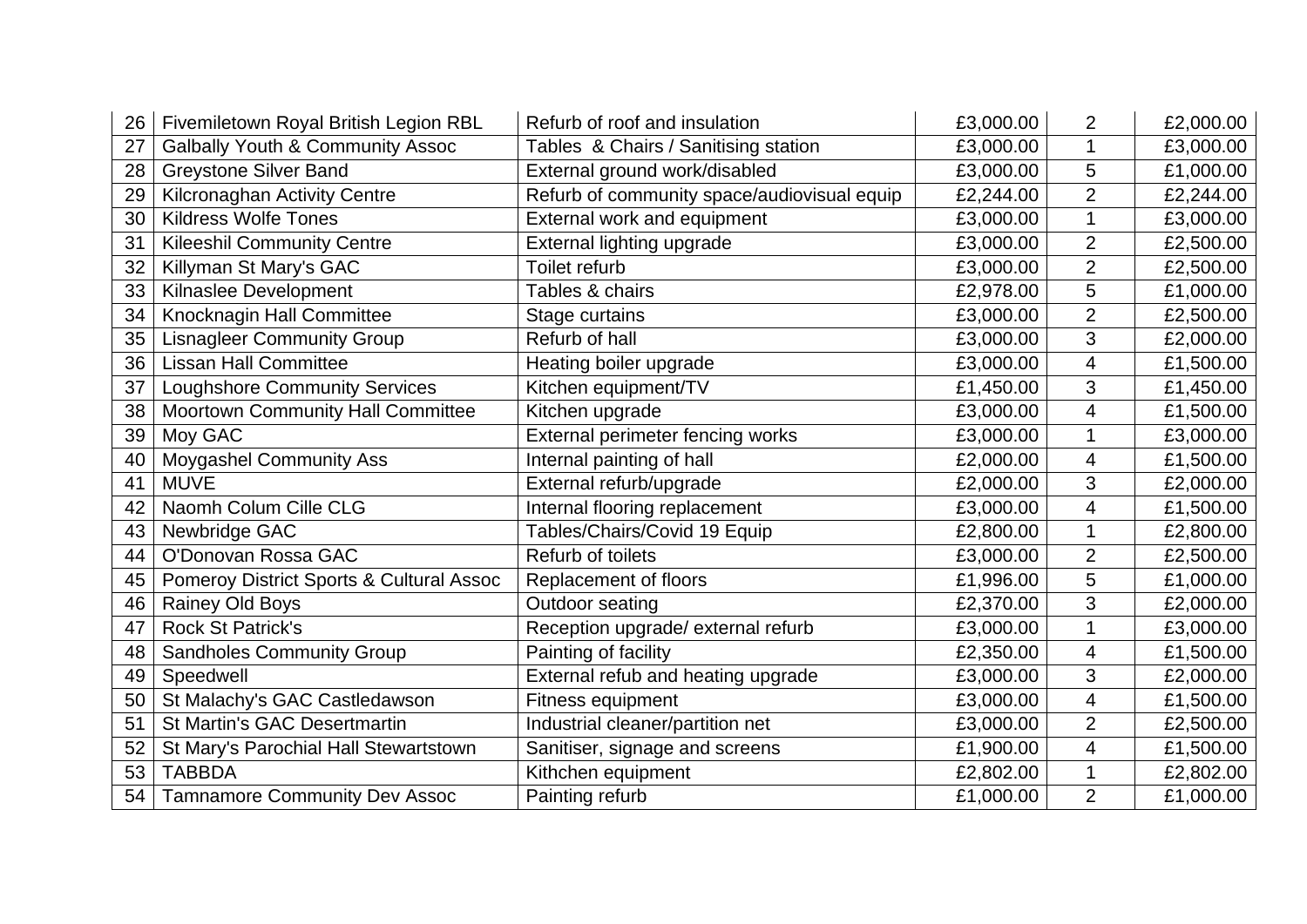| | | | | | |
|---|---|---|---|---|---|
| 26 | Fivemiletown Royal British Legion RBL | Refurb of roof and insulation | £3,000.00 | 2 | £2,000.00 |
| 27 | Galbally Youth & Community Assoc | Tables & Chairs / Sanitising station | £3,000.00 | 1 | £3,000.00 |
| 28 | Greystone Silver Band | External ground work/disabled | £3,000.00 | 5 | £1,000.00 |
| 29 | Kilcronaghan Activity Centre | Refurb of community space/audiovisual equip | £2,244.00 | 2 | £2,244.00 |
| 30 | Kildress Wolfe Tones | External work and equipment | £3,000.00 | 1 | £3,000.00 |
| 31 | Kileeshil Community Centre | External lighting upgrade | £3,000.00 | 2 | £2,500.00 |
| 32 | Killyman St Mary's GAC | Toilet refurb | £3,000.00 | 2 | £2,500.00 |
| 33 | Kilnaslee Development | Tables & chairs | £2,978.00 | 5 | £1,000.00 |
| 34 | Knocknagin Hall Committee | Stage curtains | £3,000.00 | 2 | £2,500.00 |
| 35 | Lisnagleer Community Group | Refurb of hall | £3,000.00 | 3 | £2,000.00 |
| 36 | Lissan Hall Committee | Heating boiler upgrade | £3,000.00 | 4 | £1,500.00 |
| 37 | Loughshore Community Services | Kitchen equipment/TV | £1,450.00 | 3 | £1,450.00 |
| 38 | Moortown Community Hall Committee | Kitchen upgrade | £3,000.00 | 4 | £1,500.00 |
| 39 | Moy GAC | External perimeter fencing works | £3,000.00 | 1 | £3,000.00 |
| 40 | Moygashel Community Ass | Internal painting of hall | £2,000.00 | 4 | £1,500.00 |
| 41 | MUVE | External refurb/upgrade | £2,000.00 | 3 | £2,000.00 |
| 42 | Naomh Colum Cille CLG | Internal flooring replacement | £3,000.00 | 4 | £1,500.00 |
| 43 | Newbridge GAC | Tables/Chairs/Covid 19 Equip | £2,800.00 | 1 | £2,800.00 |
| 44 | O'Donovan Rossa GAC | Refurb of toilets | £3,000.00 | 2 | £2,500.00 |
| 45 | Pomeroy District Sports & Cultural Assoc | Replacement of floors | £1,996.00 | 5 | £1,000.00 |
| 46 | Rainey Old Boys | Outdoor seating | £2,370.00 | 3 | £2,000.00 |
| 47 | Rock St Patrick's | Reception upgrade/ external refurb | £3,000.00 | 1 | £3,000.00 |
| 48 | Sandholes Community Group | Painting of facility | £2,350.00 | 4 | £1,500.00 |
| 49 | Speedwell | External refub and heating upgrade | £3,000.00 | 3 | £2,000.00 |
| 50 | St Malachy's GAC Castledawson | Fitness equipment | £3,000.00 | 4 | £1,500.00 |
| 51 | St Martin's GAC Desertmartin | Industrial cleaner/partition net | £3,000.00 | 2 | £2,500.00 |
| 52 | St Mary's Parochial Hall Stewartstown | Sanitiser, signage and screens | £1,900.00 | 4 | £1,500.00 |
| 53 | TABBDA | Kithchen equipment | £2,802.00 | 1 | £2,802.00 |
| 54 | Tamnamore Community Dev Assoc | Painting refurb | £1,000.00 | 2 | £1,000.00 |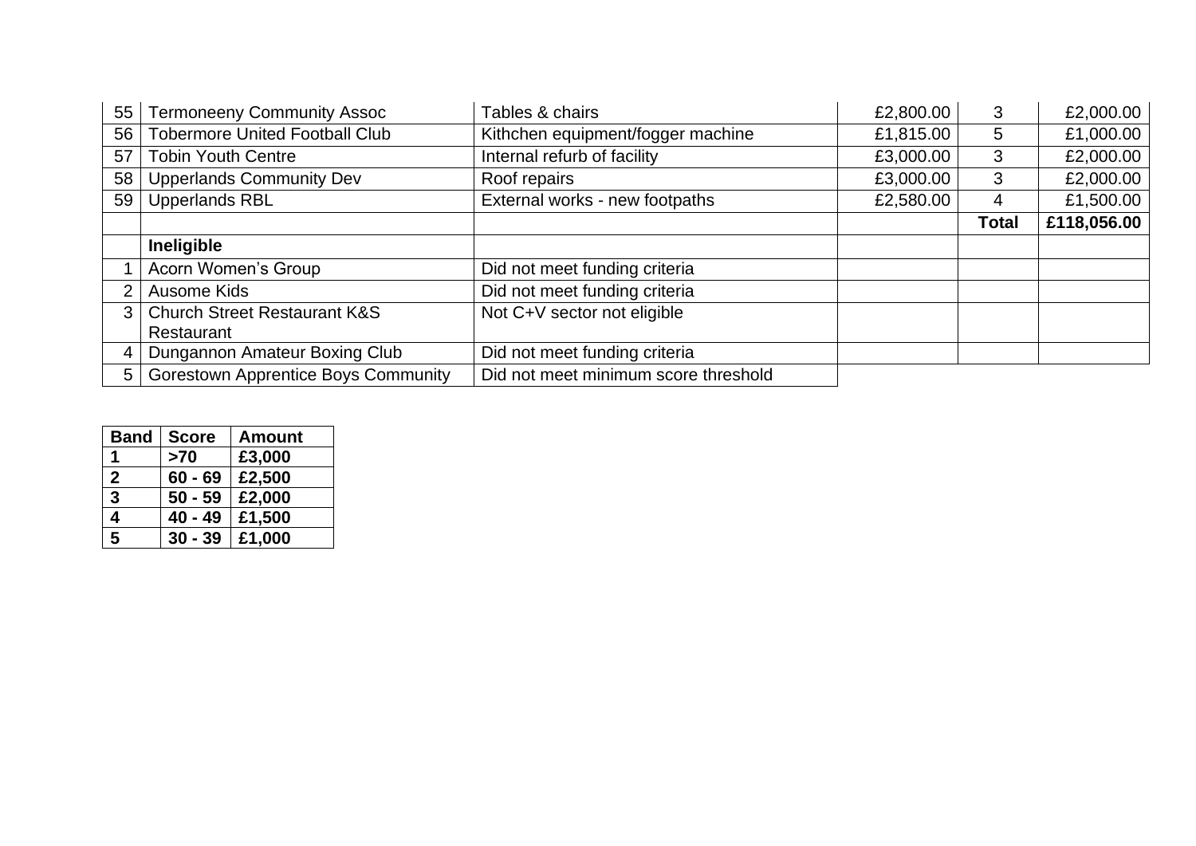| | | | | | |
|---|---|---|---|---|---|
| 55 | Termoneeny Community Assoc | Tables & chairs | £2,800.00 | 3 | £2,000.00 |
| 56 | Tobermore United Football Club | Kithchen equipment/fogger machine | £1,815.00 | 5 | £1,000.00 |
| 57 | Tobin Youth Centre | Internal refurb of facility | £3,000.00 | 3 | £2,000.00 |
| 58 | Upperlands Community Dev | Roof repairs | £3,000.00 | 3 | £2,000.00 |
| 59 | Upperlands RBL | External works - new footpaths | £2,580.00 | 4 | £1,500.00 |
| | | | | **Total** | **£118,056.00** |
| | **Ineligible** | | | | |
| 1 | Acorn Women's Group | Did not meet funding criteria | | | |
| 2 | Ausome Kids | Did not meet funding criteria | | | |
| 3 | Church Street Restaurant K&S Restaurant | Not C+V sector not eligible | | | |
| 4 | Dungannon Amateur Boxing Club | Did not meet funding criteria | | | |
| 5 | Gorestown Apprentice Boys Community | Did not meet minimum score threshold | | | |

| Band | Score | Amount |
|---|---|---|
| **1** | **>70** | **£3,000** |
| **2** | **60 - 69** | **£2,500** |
| **3** | **50 - 59** | **£2,000** |
| **4** | **40 - 49** | **£1,500** |
| **5** | **30 - 39** | **£1,000** |